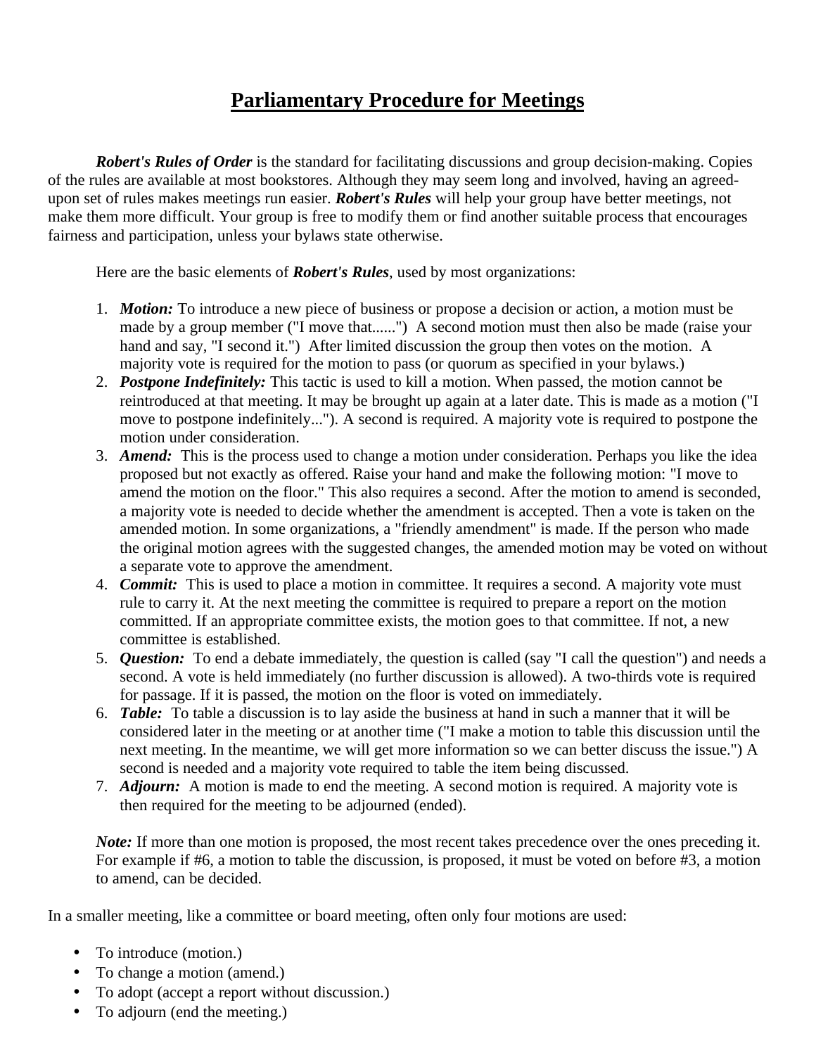# Parliamentary Procedure for Meetings

***Robert's Rules of Order*** is the standard for facilitating discussions and group decision-making. Copies of the rules are available at most bookstores. Although they may seem long and involved, having an agreed-upon set of rules makes meetings run easier. ***Robert's Rules*** will help your group have better meetings, not make them more difficult. Your group is free to modify them or find another suitable process that encourages fairness and participation, unless your bylaws state otherwise.

Here are the basic elements of ***Robert's Rules***, used by most organizations:

1. ***Motion:*** To introduce a new piece of business or propose a decision or action, a motion must be made by a group member ("I move that......") A second motion must then also be made (raise your hand and say, "I second it.") After limited discussion the group then votes on the motion. A majority vote is required for the motion to pass (or quorum as specified in your bylaws.)
2. ***Postpone Indefinitely:*** This tactic is used to kill a motion. When passed, the motion cannot be reintroduced at that meeting. It may be brought up again at a later date. This is made as a motion ("I move to postpone indefinitely..."). A second is required. A majority vote is required to postpone the motion under consideration.
3. ***Amend:*** This is the process used to change a motion under consideration. Perhaps you like the idea proposed but not exactly as offered. Raise your hand and make the following motion: "I move to amend the motion on the floor." This also requires a second. After the motion to amend is seconded, a majority vote is needed to decide whether the amendment is accepted. Then a vote is taken on the amended motion. In some organizations, a "friendly amendment" is made. If the person who made the original motion agrees with the suggested changes, the amended motion may be voted on without a separate vote to approve the amendment.
4. ***Commit:*** This is used to place a motion in committee. It requires a second. A majority vote must rule to carry it. At the next meeting the committee is required to prepare a report on the motion committed. If an appropriate committee exists, the motion goes to that committee. If not, a new committee is established.
5. ***Question:*** To end a debate immediately, the question is called (say "I call the question") and needs a second. A vote is held immediately (no further discussion is allowed). A two-thirds vote is required for passage. If it is passed, the motion on the floor is voted on immediately.
6. ***Table:*** To table a discussion is to lay aside the business at hand in such a manner that it will be considered later in the meeting or at another time ("I make a motion to table this discussion until the next meeting. In the meantime, we will get more information so we can better discuss the issue.") A second is needed and a majority vote required to table the item being discussed.
7. ***Adjourn:*** A motion is made to end the meeting. A second motion is required. A majority vote is then required for the meeting to be adjourned (ended).

***Note:*** If more than one motion is proposed, the most recent takes precedence over the ones preceding it. For example if #6, a motion to table the discussion, is proposed, it must be voted on before #3, a motion to amend, can be decided.

In a smaller meeting, like a committee or board meeting, often only four motions are used:

- To introduce (motion.)
- To change a motion (amend.)
- To adopt (accept a report without discussion.)
- To adjourn (end the meeting.)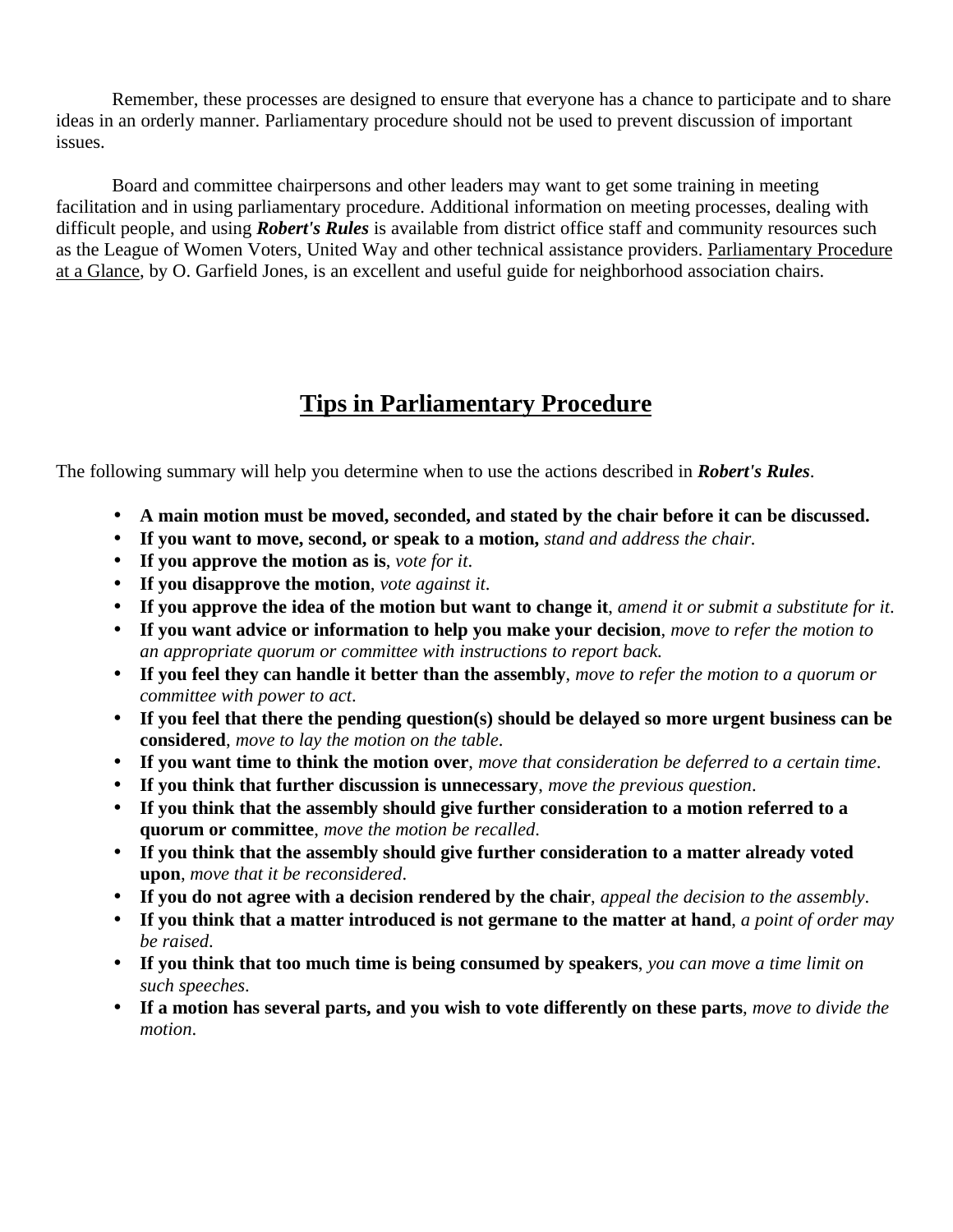Remember, these processes are designed to ensure that everyone has a chance to participate and to share ideas in an orderly manner. Parliamentary procedure should not be used to prevent discussion of important issues.

Board and committee chairpersons and other leaders may want to get some training in meeting facilitation and in using parliamentary procedure. Additional information on meeting processes, dealing with difficult people, and using ***Robert's Rules*** is available from district office staff and community resources such as the League of Women Voters, United Way and other technical assistance providers. Parliamentary Procedure at a Glance, by O. Garfield Jones, is an excellent and useful guide for neighborhood association chairs.

## Tips in Parliamentary Procedure

The following summary will help you determine when to use the actions described in ***Robert's Rules***.

- **A main motion must be moved, seconded, and stated by the chair before it can be discussed.**
- **If you want to move, second, or speak to a motion,** *stand and address the chair.*
- **If you approve the motion as is**, *vote for it*.
- **If you disapprove the motion**, *vote against it*.
- **If you approve the idea of the motion but want to change it**, *amend it or submit a substitute for it*.
- **If you want advice or information to help you make your decision**, *move to refer the motion to an appropriate quorum or committee with instructions to report back.*
- **If you feel they can handle it better than the assembly**, *move to refer the motion to a quorum or committee with power to act*.
- **If you feel that there the pending question(s) should be delayed so more urgent business can be considered**, *move to lay the motion on the table*.
- **If you want time to think the motion over**, *move that consideration be deferred to a certain time*.
- **If you think that further discussion is unnecessary**, *move the previous question*.
- **If you think that the assembly should give further consideration to a motion referred to a quorum or committee**, *move the motion be recalled*.
- **If you think that the assembly should give further consideration to a matter already voted upon**, *move that it be reconsidered*.
- **If you do not agree with a decision rendered by the chair**, *appeal the decision to the assembly*.
- **If you think that a matter introduced is not germane to the matter at hand**, *a point of order may be raised*.
- **If you think that too much time is being consumed by speakers**, *you can move a time limit on such speeches*.
- **If a motion has several parts, and you wish to vote differently on these parts**, *move to divide the motion*.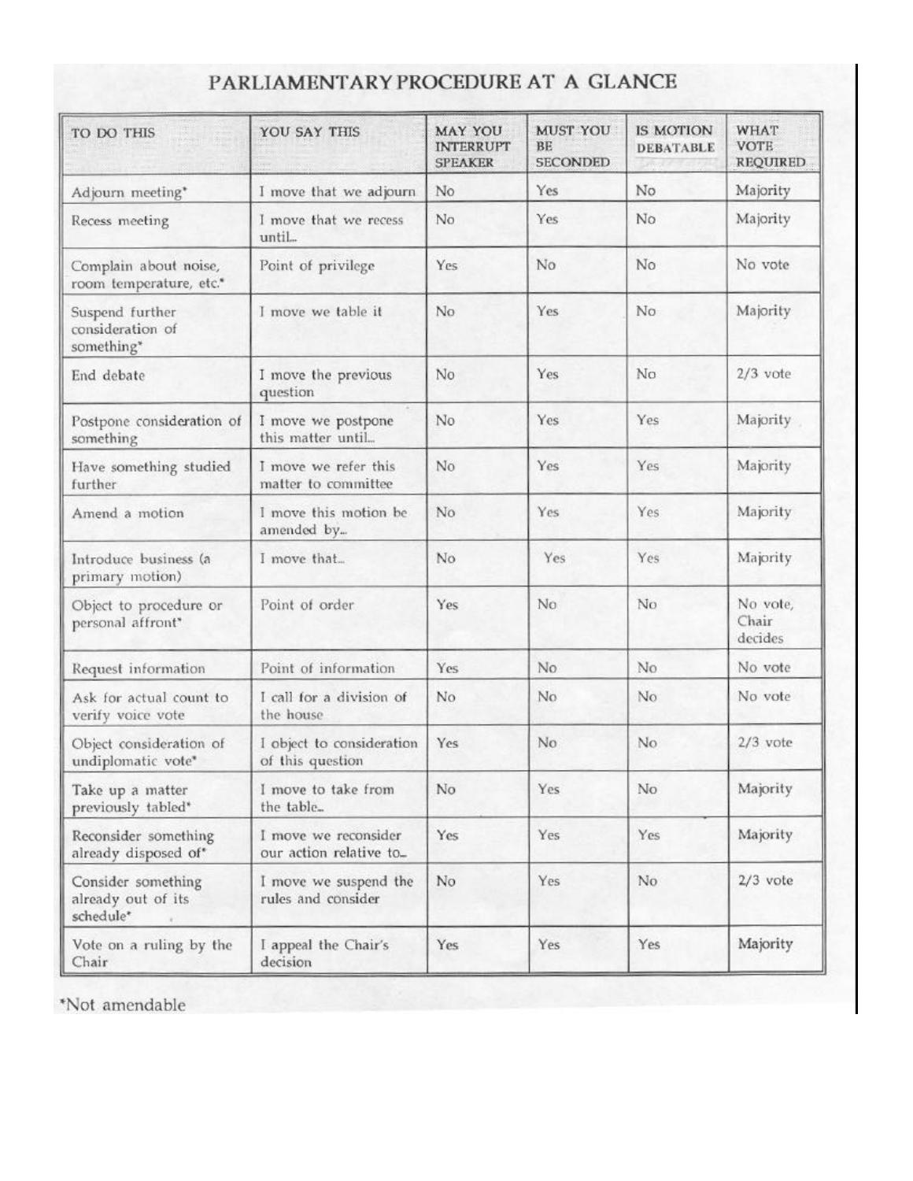# PARLIAMENTARY PROCEDURE AT A GLANCE

| TO DO THIS | YOU SAY THIS | MAY YOU INTERRUPT SPEAKER | MUST YOU BE SECONDED | IS MOTION DEBATABLE | WHAT VOTE REQUIRED |
|---|---|---|---|---|---|
| Adjourn meeting* | I move that we adjourn | No | Yes | No | Majority |
| Recess meeting | I move that we recess until... | No | Yes | No | Majority |
| Complain about noise, room temperature, etc.* | Point of privilege | Yes | No | No | No vote |
| Suspend further consideration of something* | I move we table it | No | Yes | No | Majority |
| End debate | I move the previous question | No | Yes | No | 2/3 vote |
| Postpone consideration of something | I move we postpone this matter until... | No | Yes | Yes | Majority |
| Have something studied further | I move we refer this matter to committee | No | Yes | Yes | Majority |
| Amend a motion | I move this motion be amended by... | No | Yes | Yes | Majority |
| Introduce business (a primary motion) | I move that... | No | Yes | Yes | Majority |
| Object to procedure or personal affront* | Point of order | Yes | No | No | No vote, Chair decides |
| Request information | Point of information | Yes | No | No | No vote |
| Ask for actual count to verify voice vote | I call for a division of the house | No | No | No | No vote |
| Object consideration of undiplomatic vote* | I object to consideration of this question | Yes | No | No | 2/3 vote |
| Take up a matter previously tabled* | I move to take from the table... | No | Yes | No | Majority |
| Reconsider something already disposed of* | I move we reconsider our action relative to... | Yes | Yes | Yes | Majority |
| Consider something already out of its schedule* | I move we suspend the rules and consider | No | Yes | No | 2/3 vote |
| Vote on a ruling by the Chair | I appeal the Chair's decision | Yes | Yes | Yes | Majority |

*Not amendable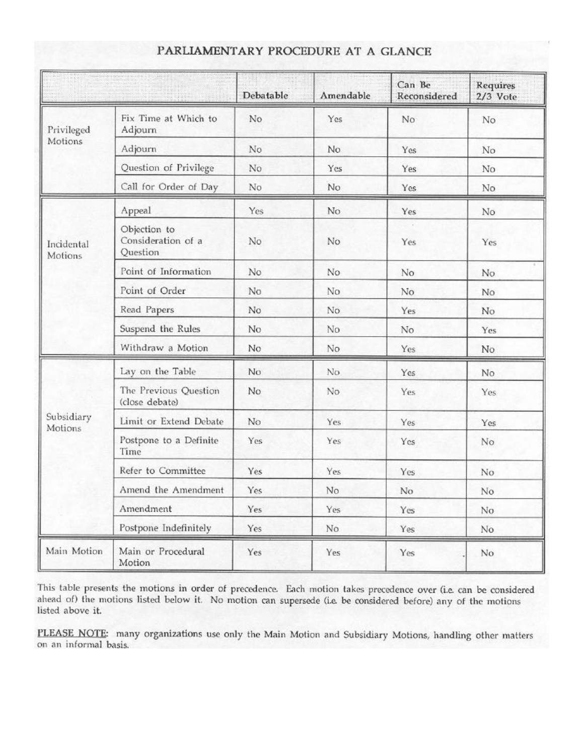# PARLIAMENTARY PROCEDURE AT A GLANCE

| | | Debatable | Amendable | Can Be Reconsidered | Requires 2/3 Vote |
|---|---|---|---|---|---|
| Privileged Motions | Fix Time at Which to Adjourn | No | Yes | No | No |
| | Adjourn | No | No | Yes | No |
| | Question of Privilege | No | Yes | Yes | No |
| | Call for Order of Day | No | No | Yes | No |
| Incidental Motions | Appeal | Yes | No | Yes | No |
| | Objection to Consideration of a Question | No | No | Yes | Yes |
| | Point of Information | No | No | No | No |
| | Point of Order | No | No | No | No |
| | Read Papers | No | No | Yes | No |
| | Suspend the Rules | No | No | No | Yes |
| | Withdraw a Motion | No | No | Yes | No |
| Subsidiary Motions | Lay on the Table | No | No | Yes | No |
| | The Previous Question (close debate) | No | No | Yes | Yes |
| | Limit or Extend Debate | No | Yes | Yes | Yes |
| | Postpone to a Definite Time | Yes | Yes | Yes | No |
| | Refer to Committee | Yes | Yes | Yes | No |
| | Amend the Amendment | Yes | No | No | No |
| | Amendment | Yes | Yes | Yes | No |
| | Postpone Indefinitely | Yes | No | Yes | No |
| Main Motion | Main or Procedural Motion | Yes | Yes | Yes | No |

This table presents the motions in order of precedence. Each motion takes precedence over (i.e. can be considered ahead of) the motions listed below it. No motion can supersede (i.e. be considered before) any of the motions listed above it.

**PLEASE NOTE:** many organizations use only the Main Motion and Subsidiary Motions, handling other matters on an informal basis.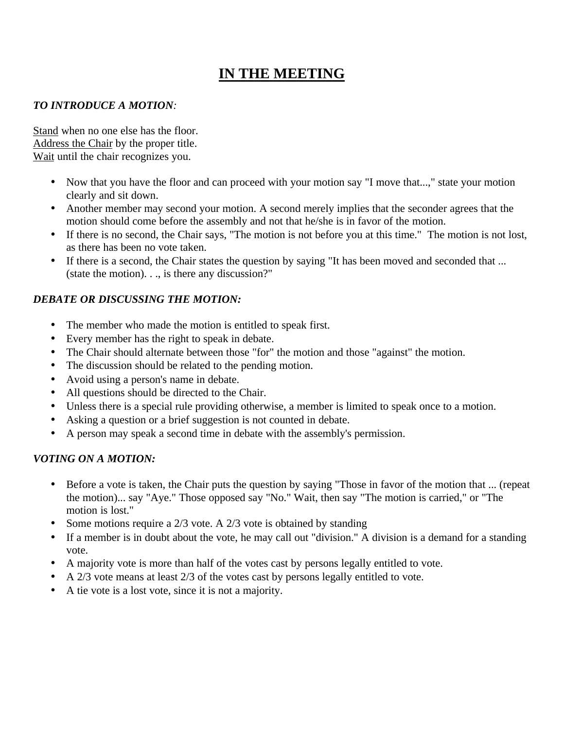# IN THE MEETING

***TO INTRODUCE A MOTION:***

Stand when no one else has the floor.
Address the Chair by the proper title.
Wait until the chair recognizes you.

- Now that you have the floor and can proceed with your motion say "I move that...," state your motion clearly and sit down.
- Another member may second your motion. A second merely implies that the seconder agrees that the motion should come before the assembly and not that he/she is in favor of the motion.
- If there is no second, the Chair says, "The motion is not before you at this time." The motion is not lost, as there has been no vote taken.
- If there is a second, the Chair states the question by saying "It has been moved and seconded that ... (state the motion). . ., is there any discussion?"

***DEBATE OR DISCUSSING THE MOTION:***

- The member who made the motion is entitled to speak first.
- Every member has the right to speak in debate.
- The Chair should alternate between those "for" the motion and those "against" the motion.
- The discussion should be related to the pending motion.
- Avoid using a person's name in debate.
- All questions should be directed to the Chair.
- Unless there is a special rule providing otherwise, a member is limited to speak once to a motion.
- Asking a question or a brief suggestion is not counted in debate.
- A person may speak a second time in debate with the assembly's permission.

***VOTING ON A MOTION:***

- Before a vote is taken, the Chair puts the question by saying "Those in favor of the motion that ... (repeat the motion)... say "Aye." Those opposed say "No." Wait, then say "The motion is carried," or "The motion is lost."
- Some motions require a 2/3 vote. A 2/3 vote is obtained by standing
- If a member is in doubt about the vote, he may call out "division." A division is a demand for a standing vote.
- A majority vote is more than half of the votes cast by persons legally entitled to vote.
- A 2/3 vote means at least 2/3 of the votes cast by persons legally entitled to vote.
- A tie vote is a lost vote, since it is not a majority.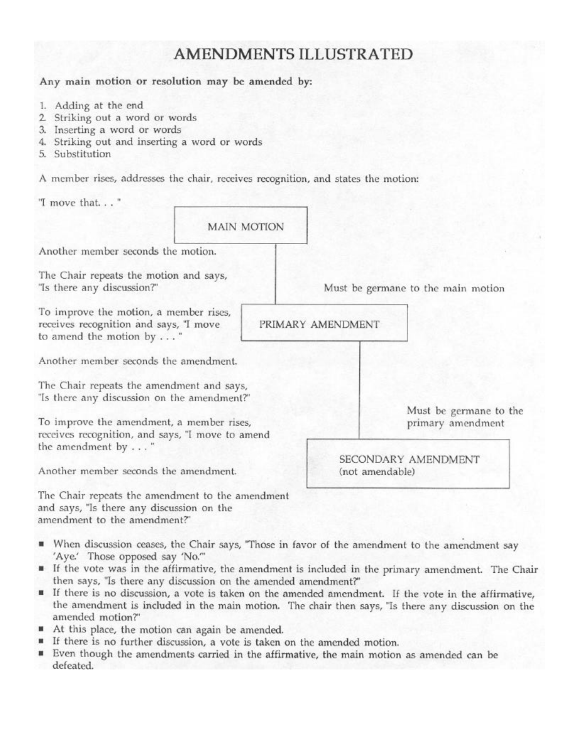# AMENDMENTS ILLUSTRATED

**Any main motion or resolution may be amended by:**

1. Adding at the end
2. Striking out a word or words
3. Inserting a word or words
4. Striking out and inserting a word or words
5. Substitution

A member rises, addresses the chair, receives recognition, and states the motion:

"I move that. . . "

MAIN MOTION

Another member seconds the motion.

The Chair repeats the motion and says, "Is there any discussion?"

Must be germane to the main motion

To improve the motion, a member rises, receives recognition and says, "I move to amend the motion by . . . "

PRIMARY AMENDMENT

Another member seconds the amendment.

The Chair repeats the amendment and says, "Is there any discussion on the amendment?"

Must be germane to the primary amendment

To improve the amendment, a member rises, receives recognition, and says, "I move to amend the amendment by . . . "

SECONDARY AMENDMENT (not amendable)

Another member seconds the amendment.

The Chair repeats the amendment to the amendment and says, "Is there any discussion on the amendment to the amendment?"

- When discussion ceases, the Chair says, "Those in favor of the amendment to the amendment say 'Aye.' Those opposed say 'No.'"
- If the vote was in the affirmative, the amendment is included in the primary amendment. The Chair then says, "Is there any discussion on the amended amendment?"
- If there is no discussion, a vote is taken on the amended amendment. If the vote in the affirmative, the amendment is included in the main motion. The chair then says, "Is there any discussion on the amended motion?"
- At this place, the motion can again be amended.
- If there is no further discussion, a vote is taken on the amended motion.
- Even though the amendments carried in the affirmative, the main motion as amended can be defeated.